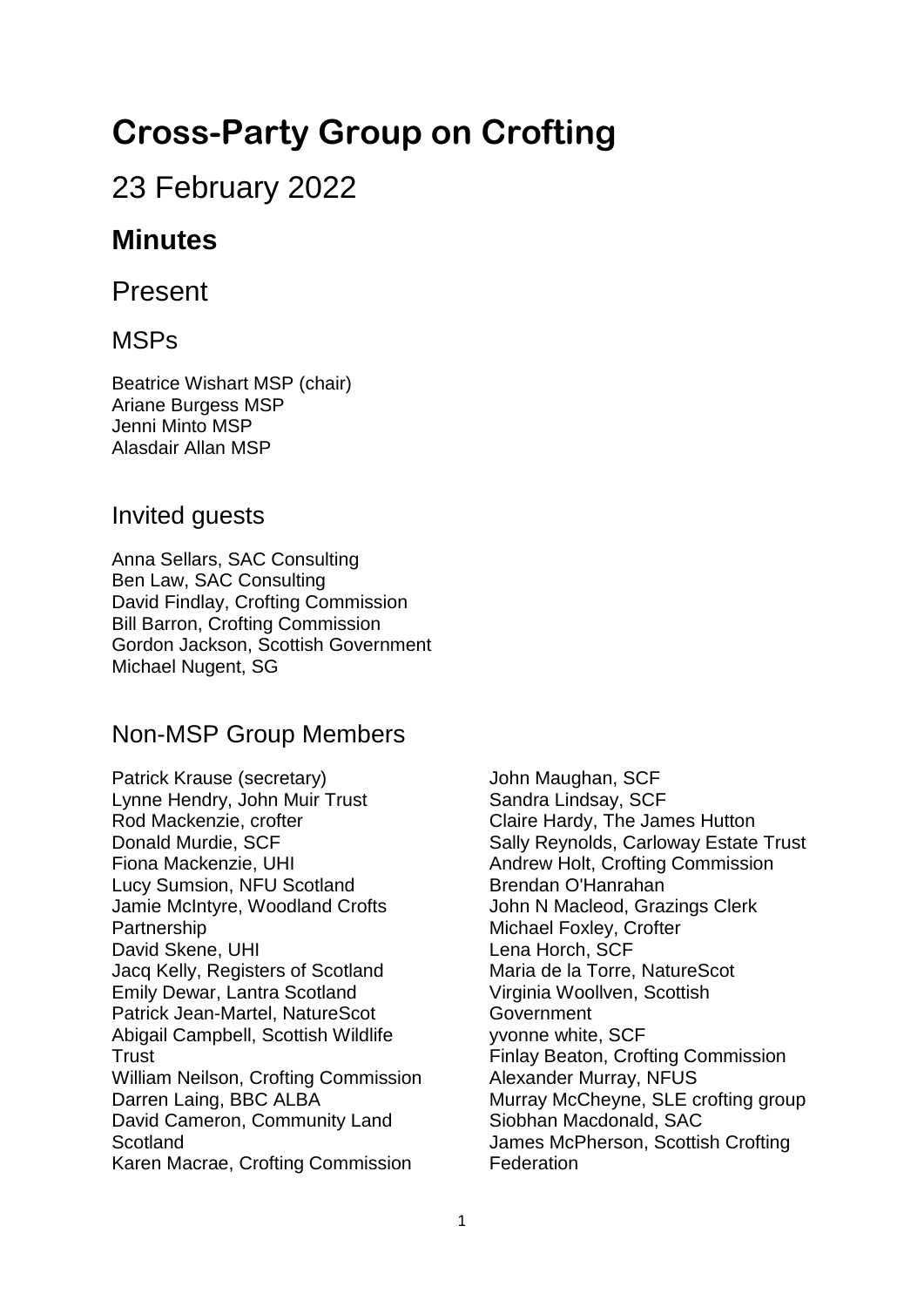# Cross-Party Group on Crofting

## 23 February 2022

## **Minutes**

## Present

### MSPs

Beatrice Wishart MSP (chair)
Ariane Burgess MSP
Jenni Minto MSP
Alasdair Allan MSP

### Invited guests

Anna Sellars, SAC Consulting
Ben Law, SAC Consulting
David Findlay, Crofting Commission
Bill Barron, Crofting Commission
Gordon Jackson, Scottish Government
Michael Nugent, SG

### Non-MSP Group Members

Patrick Krause (secretary)
Lynne Hendry, John Muir Trust
Rod Mackenzie, crofter
Donald Murdie, SCF
Fiona Mackenzie, UHI
Lucy Sumsion, NFU Scotland
Jamie McIntyre, Woodland Crofts Partnership
David Skene, UHI
Jacq Kelly, Registers of Scotland
Emily Dewar, Lantra Scotland
Patrick Jean-Martel, NatureScot
Abigail Campbell, Scottish Wildlife Trust
William Neilson, Crofting Commission
Darren Laing, BBC ALBA
David Cameron, Community Land Scotland
Karen Macrae, Crofting Commission
John Maughan, SCF
Sandra Lindsay, SCF
Claire Hardy, The James Hutton
Sally Reynolds, Carloway Estate Trust
Andrew Holt, Crofting Commission
Brendan O'Hanrahan
John N Macleod, Grazings Clerk
Michael Foxley, Crofter
Lena Horch, SCF
Maria de la Torre, NatureScot
Virginia Woollven, Scottish Government
yvonne white, SCF
Finlay Beaton, Crofting Commission
Alexander Murray, NFUS
Murray McCheyne, SLE crofting group
Siobhan Macdonald, SAC
James McPherson, Scottish Crofting Federation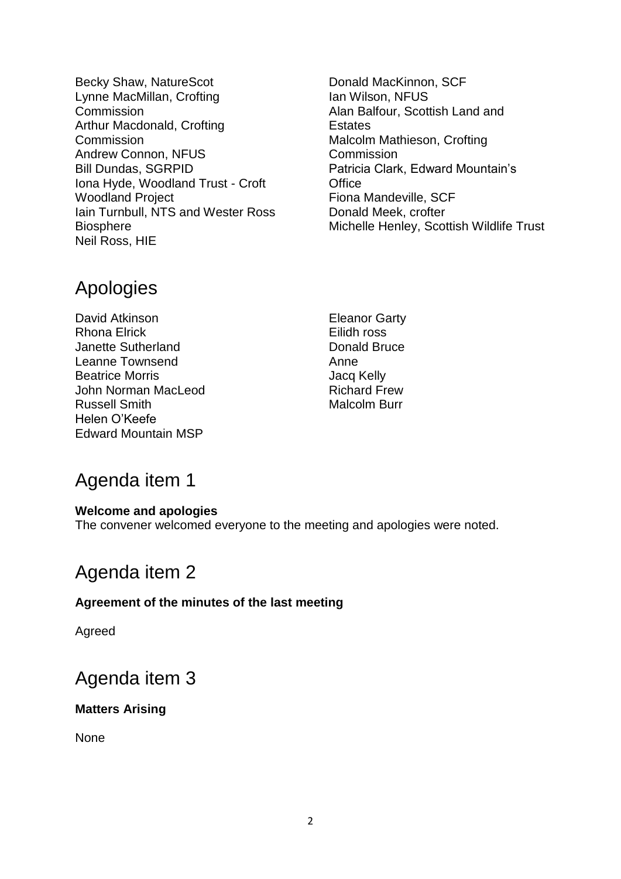Becky Shaw, NatureScot
Lynne MacMillan, Crofting Commission
Arthur Macdonald, Crofting Commission
Andrew Connon, NFUS
Bill Dundas, SGRPID
Iona Hyde, Woodland Trust - Croft Woodland Project
Iain Turnbull, NTS and Wester Ross Biosphere
Neil Ross, HIE
Donald MacKinnon, SCF
Ian Wilson, NFUS
Alan Balfour, Scottish Land and Estates
Malcolm Mathieson, Crofting Commission
Patricia Clark, Edward Mountain's Office
Fiona Mandeville, SCF
Donald Meek, crofter
Michelle Henley, Scottish Wildlife Trust

# Apologies

David Atkinson
Rhona Elrick
Janette Sutherland
Leanne Townsend
Beatrice Morris
John Norman MacLeod
Russell Smith
Helen O'Keefe
Edward Mountain MSP
Eleanor Garty
Eilidh ross
Donald Bruce
Anne
Jacq Kelly
Richard Frew
Malcolm Burr

# Agenda item 1

**Welcome and apologies**

The convener welcomed everyone to the meeting and apologies were noted.

# Agenda item 2

**Agreement of the minutes of the last meeting**

Agreed

# Agenda item 3

**Matters Arising**

None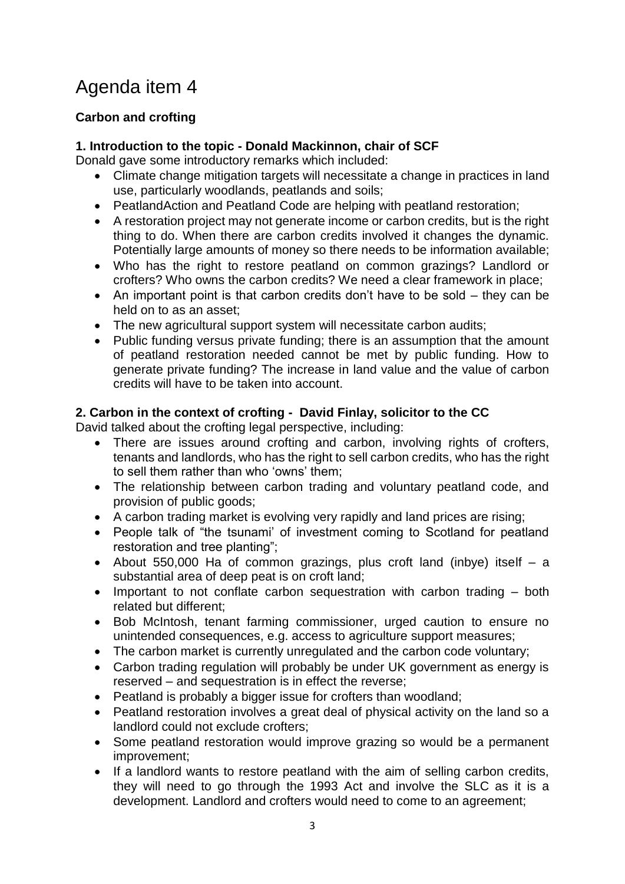# Agenda item 4

**Carbon and crofting**

**1. Introduction to the topic - Donald Mackinnon, chair of SCF**

Donald gave some introductory remarks which included:

- Climate change mitigation targets will necessitate a change in practices in land use, particularly woodlands, peatlands and soils;
- PeatlandAction and Peatland Code are helping with peatland restoration;
- A restoration project may not generate income or carbon credits, but is the right thing to do. When there are carbon credits involved it changes the dynamic. Potentially large amounts of money so there needs to be information available;
- Who has the right to restore peatland on common grazings? Landlord or crofters? Who owns the carbon credits? We need a clear framework in place;
- An important point is that carbon credits don't have to be sold – they can be held on to as an asset;
- The new agricultural support system will necessitate carbon audits;
- Public funding versus private funding; there is an assumption that the amount of peatland restoration needed cannot be met by public funding. How to generate private funding? The increase in land value and the value of carbon credits will have to be taken into account.

**2. Carbon in the context of crofting - David Finlay, solicitor to the CC**

David talked about the crofting legal perspective, including:

- There are issues around crofting and carbon, involving rights of crofters, tenants and landlords, who has the right to sell carbon credits, who has the right to sell them rather than who 'owns' them;
- The relationship between carbon trading and voluntary peatland code, and provision of public goods;
- A carbon trading market is evolving very rapidly and land prices are rising;
- People talk of "the tsunami' of investment coming to Scotland for peatland restoration and tree planting";
- About 550,000 Ha of common grazings, plus croft land (inbye) itself – a substantial area of deep peat is on croft land;
- Important to not conflate carbon sequestration with carbon trading – both related but different;
- Bob McIntosh, tenant farming commissioner, urged caution to ensure no unintended consequences, e.g. access to agriculture support measures;
- The carbon market is currently unregulated and the carbon code voluntary;
- Carbon trading regulation will probably be under UK government as energy is reserved – and sequestration is in effect the reverse;
- Peatland is probably a bigger issue for crofters than woodland;
- Peatland restoration involves a great deal of physical activity on the land so a landlord could not exclude crofters;
- Some peatland restoration would improve grazing so would be a permanent improvement;
- If a landlord wants to restore peatland with the aim of selling carbon credits, they will need to go through the 1993 Act and involve the SLC as it is a development. Landlord and crofters would need to come to an agreement;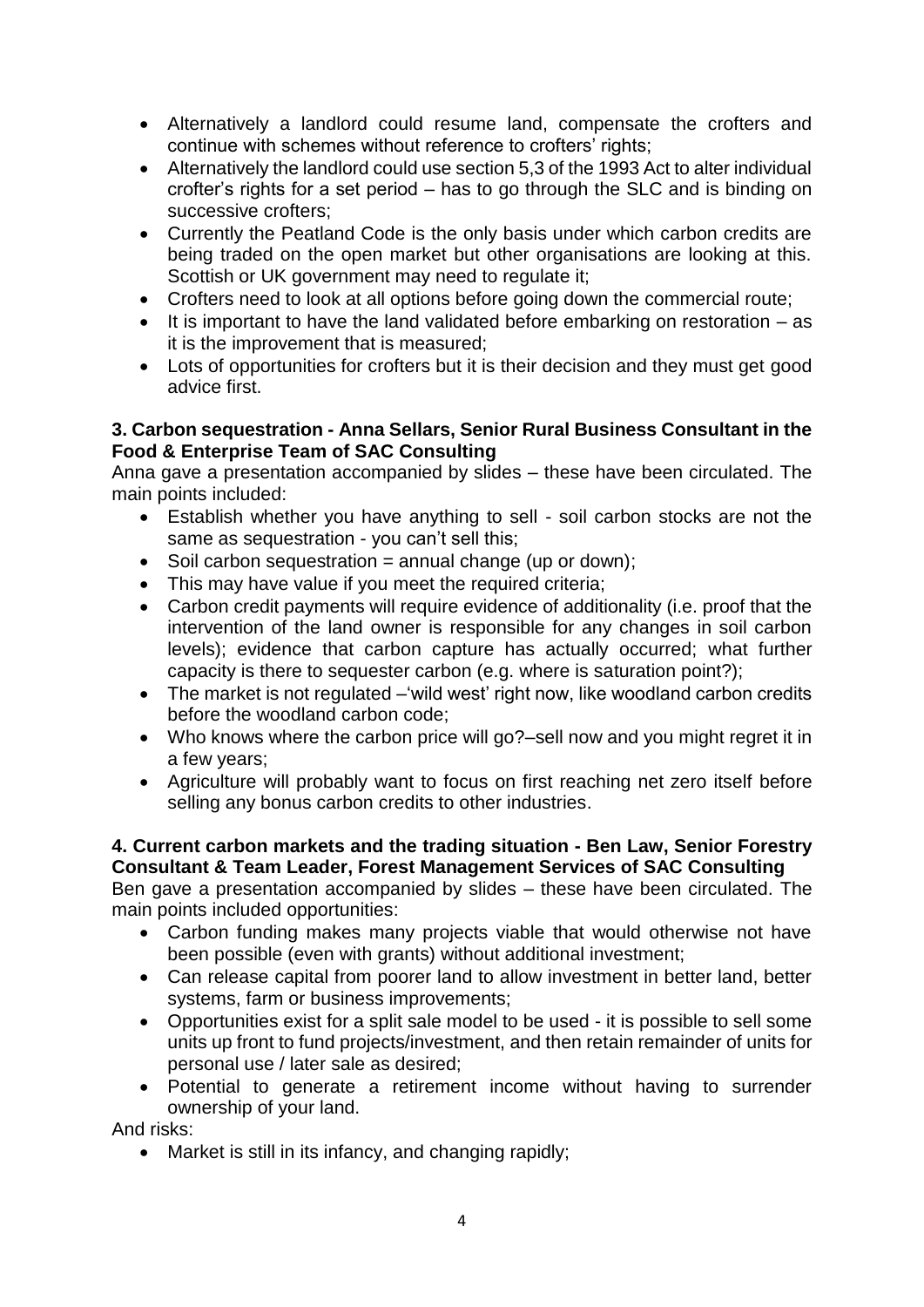- Alternatively a landlord could resume land, compensate the crofters and continue with schemes without reference to crofters' rights;
- Alternatively the landlord could use section 5,3 of the 1993 Act to alter individual crofter's rights for a set period – has to go through the SLC and is binding on successive crofters;
- Currently the Peatland Code is the only basis under which carbon credits are being traded on the open market but other organisations are looking at this. Scottish or UK government may need to regulate it;
- Crofters need to look at all options before going down the commercial route;
- It is important to have the land validated before embarking on restoration – as it is the improvement that is measured;
- Lots of opportunities for crofters but it is their decision and they must get good advice first.

**3. Carbon sequestration - Anna Sellars, Senior Rural Business Consultant in the Food & Enterprise Team of SAC Consulting**

Anna gave a presentation accompanied by slides – these have been circulated. The main points included:

- Establish whether you have anything to sell - soil carbon stocks are not the same as sequestration - you can't sell this;
- Soil carbon sequestration = annual change (up or down);
- This may have value if you meet the required criteria;
- Carbon credit payments will require evidence of additionality (i.e. proof that the intervention of the land owner is responsible for any changes in soil carbon levels); evidence that carbon capture has actually occurred; what further capacity is there to sequester carbon (e.g. where is saturation point?);
- The market is not regulated –'wild west' right now, like woodland carbon credits before the woodland carbon code;
- Who knows where the carbon price will go?–sell now and you might regret it in a few years;
- Agriculture will probably want to focus on first reaching net zero itself before selling any bonus carbon credits to other industries.

**4. Current carbon markets and the trading situation - Ben Law, Senior Forestry Consultant & Team Leader, Forest Management Services of SAC Consulting**

Ben gave a presentation accompanied by slides – these have been circulated. The main points included opportunities:

- Carbon funding makes many projects viable that would otherwise not have been possible (even with grants) without additional investment;
- Can release capital from poorer land to allow investment in better land, better systems, farm or business improvements;
- Opportunities exist for a split sale model to be used - it is possible to sell some units up front to fund projects/investment, and then retain remainder of units for personal use / later sale as desired;
- Potential to generate a retirement income without having to surrender ownership of your land.

And risks:

- Market is still in its infancy, and changing rapidly;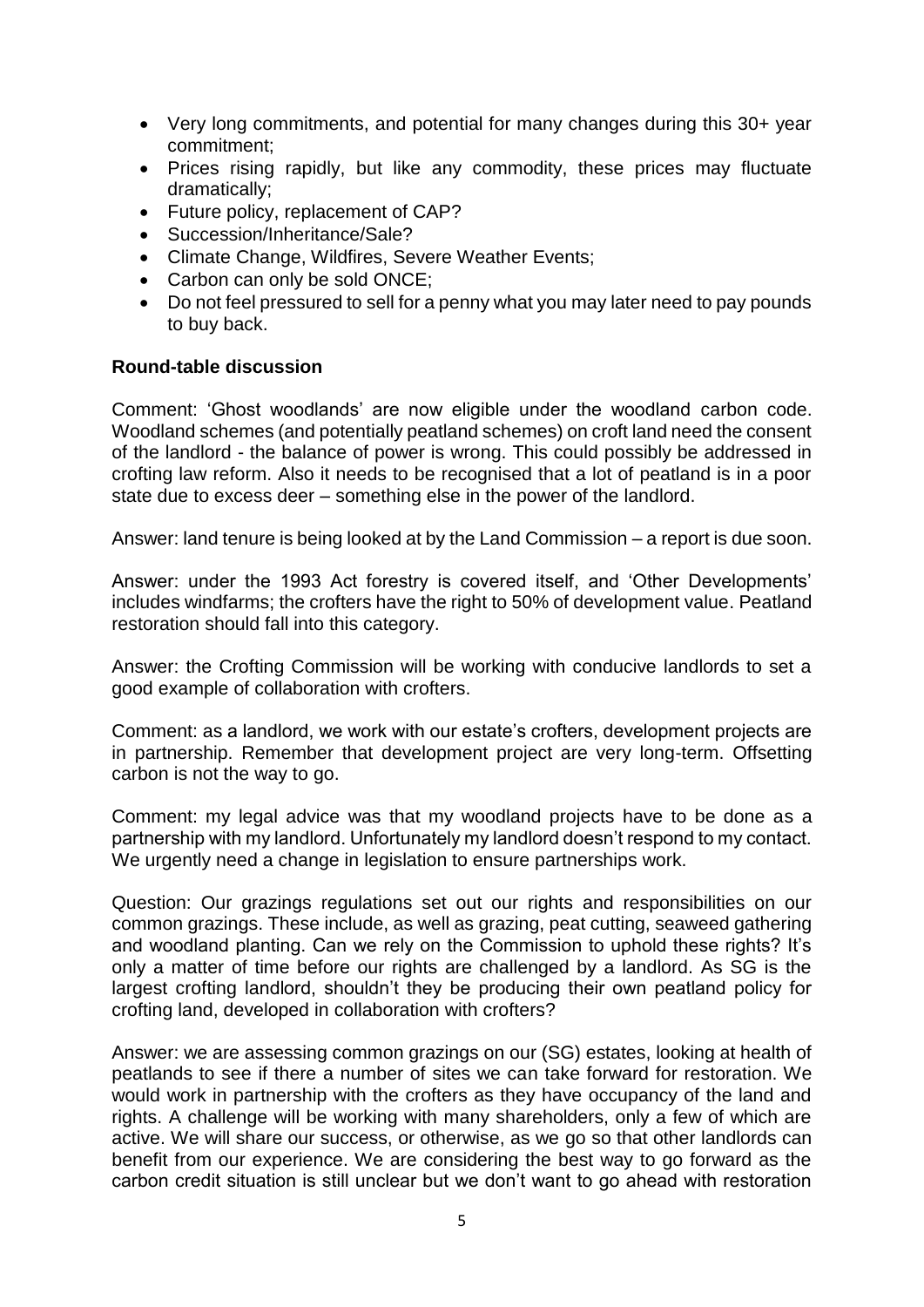- Very long commitments, and potential for many changes during this 30+ year commitment;
- Prices rising rapidly, but like any commodity, these prices may fluctuate dramatically;
- Future policy, replacement of CAP?
- Succession/Inheritance/Sale?
- Climate Change, Wildfires, Severe Weather Events;
- Carbon can only be sold ONCE;
- Do not feel pressured to sell for a penny what you may later need to pay pounds to buy back.

**Round-table discussion**

Comment: 'Ghost woodlands' are now eligible under the woodland carbon code. Woodland schemes (and potentially peatland schemes) on croft land need the consent of the landlord - the balance of power is wrong. This could possibly be addressed in crofting law reform. Also it needs to be recognised that a lot of peatland is in a poor state due to excess deer – something else in the power of the landlord.

Answer: land tenure is being looked at by the Land Commission – a report is due soon.

Answer: under the 1993 Act forestry is covered itself, and 'Other Developments' includes windfarms; the crofters have the right to 50% of development value. Peatland restoration should fall into this category.

Answer: the Crofting Commission will be working with conducive landlords to set a good example of collaboration with crofters.

Comment: as a landlord, we work with our estate's crofters, development projects are in partnership. Remember that development project are very long-term. Offsetting carbon is not the way to go.

Comment: my legal advice was that my woodland projects have to be done as a partnership with my landlord. Unfortunately my landlord doesn't respond to my contact. We urgently need a change in legislation to ensure partnerships work.

Question: Our grazings regulations set out our rights and responsibilities on our common grazings. These include, as well as grazing, peat cutting, seaweed gathering and woodland planting. Can we rely on the Commission to uphold these rights? It's only a matter of time before our rights are challenged by a landlord. As SG is the largest crofting landlord, shouldn't they be producing their own peatland policy for crofting land, developed in collaboration with crofters?

Answer: we are assessing common grazings on our (SG) estates, looking at health of peatlands to see if there a number of sites we can take forward for restoration. We would work in partnership with the crofters as they have occupancy of the land and rights. A challenge will be working with many shareholders, only a few of which are active. We will share our success, or otherwise, as we go so that other landlords can benefit from our experience. We are considering the best way to go forward as the carbon credit situation is still unclear but we don't want to go ahead with restoration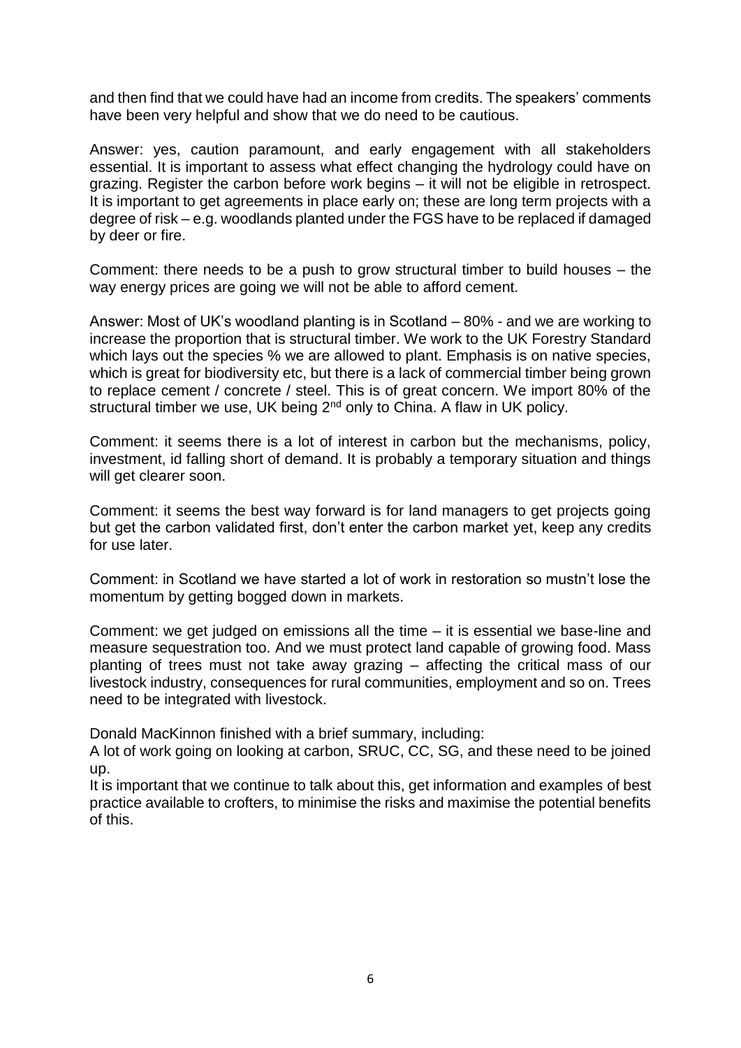and then find that we could have had an income from credits. The speakers' comments have been very helpful and show that we do need to be cautious.

Answer: yes, caution paramount, and early engagement with all stakeholders essential. It is important to assess what effect changing the hydrology could have on grazing. Register the carbon before work begins – it will not be eligible in retrospect. It is important to get agreements in place early on; these are long term projects with a degree of risk – e.g. woodlands planted under the FGS have to be replaced if damaged by deer or fire.

Comment: there needs to be a push to grow structural timber to build houses – the way energy prices are going we will not be able to afford cement.

Answer: Most of UK's woodland planting is in Scotland – 80% - and we are working to increase the proportion that is structural timber. We work to the UK Forestry Standard which lays out the species % we are allowed to plant. Emphasis is on native species, which is great for biodiversity etc, but there is a lack of commercial timber being grown to replace cement / concrete / steel. This is of great concern. We import 80% of the structural timber we use, UK being 2nd only to China. A flaw in UK policy.

Comment: it seems there is a lot of interest in carbon but the mechanisms, policy, investment, id falling short of demand. It is probably a temporary situation and things will get clearer soon.

Comment: it seems the best way forward is for land managers to get projects going but get the carbon validated first, don't enter the carbon market yet, keep any credits for use later.

Comment: in Scotland we have started a lot of work in restoration so mustn't lose the momentum by getting bogged down in markets.

Comment: we get judged on emissions all the time – it is essential we base-line and measure sequestration too. And we must protect land capable of growing food. Mass planting of trees must not take away grazing – affecting the critical mass of our livestock industry, consequences for rural communities, employment and so on. Trees need to be integrated with livestock.

Donald MacKinnon finished with a brief summary, including:

A lot of work going on looking at carbon, SRUC, CC, SG, and these need to be joined up.

It is important that we continue to talk about this, get information and examples of best practice available to crofters, to minimise the risks and maximise the potential benefits of this.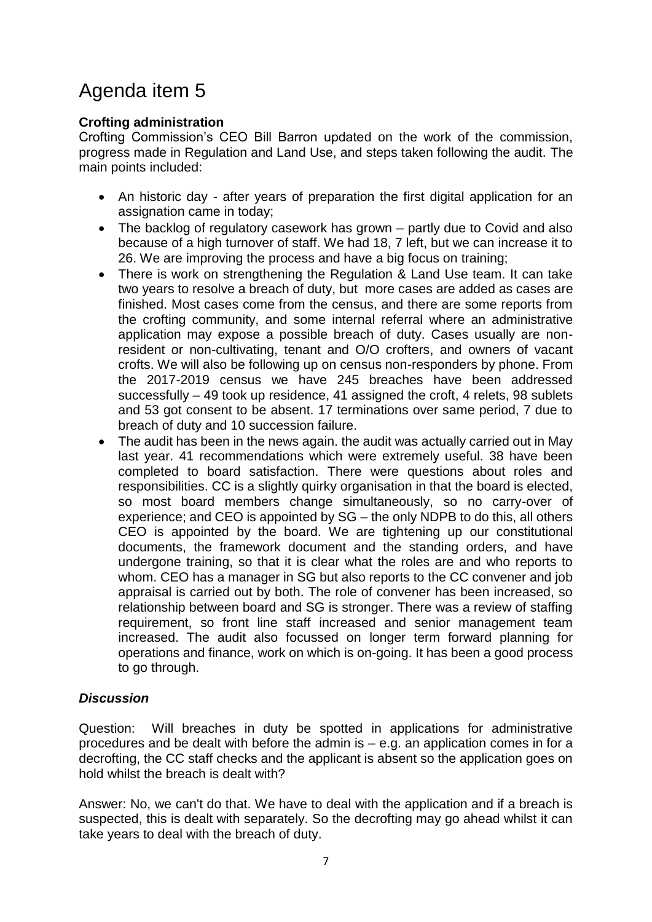# Agenda item 5

**Crofting administration**

Crofting Commission's CEO Bill Barron updated on the work of the commission, progress made in Regulation and Land Use, and steps taken following the audit. The main points included:

- An historic day - after years of preparation the first digital application for an assignation came in today;
- The backlog of regulatory casework has grown – partly due to Covid and also because of a high turnover of staff. We had 18, 7 left, but we can increase it to 26. We are improving the process and have a big focus on training;
- There is work on strengthening the Regulation & Land Use team. It can take two years to resolve a breach of duty, but more cases are added as cases are finished. Most cases come from the census, and there are some reports from the crofting community, and some internal referral where an administrative application may expose a possible breach of duty. Cases usually are non-resident or non-cultivating, tenant and O/O crofters, and owners of vacant crofts. We will also be following up on census non-responders by phone. From the 2017-2019 census we have 245 breaches have been addressed successfully – 49 took up residence, 41 assigned the croft, 4 relets, 98 sublets and 53 got consent to be absent. 17 terminations over same period, 7 due to breach of duty and 10 succession failure.
- The audit has been in the news again. the audit was actually carried out in May last year. 41 recommendations which were extremely useful. 38 have been completed to board satisfaction. There were questions about roles and responsibilities. CC is a slightly quirky organisation in that the board is elected, so most board members change simultaneously, so no carry-over of experience; and CEO is appointed by SG – the only NDPB to do this, all others CEO is appointed by the board. We are tightening up our constitutional documents, the framework document and the standing orders, and have undergone training, so that it is clear what the roles are and who reports to whom. CEO has a manager in SG but also reports to the CC convener and job appraisal is carried out by both. The role of convener has been increased, so relationship between board and SG is stronger. There was a review of staffing requirement, so front line staff increased and senior management team increased. The audit also focussed on longer term forward planning for operations and finance, work on which is on-going. It has been a good process to go through.

***Discussion***

Question: Will breaches in duty be spotted in applications for administrative procedures and be dealt with before the admin is – e.g. an application comes in for a decrofting, the CC staff checks and the applicant is absent so the application goes on hold whilst the breach is dealt with?

Answer: No, we can't do that. We have to deal with the application and if a breach is suspected, this is dealt with separately. So the decrofting may go ahead whilst it can take years to deal with the breach of duty.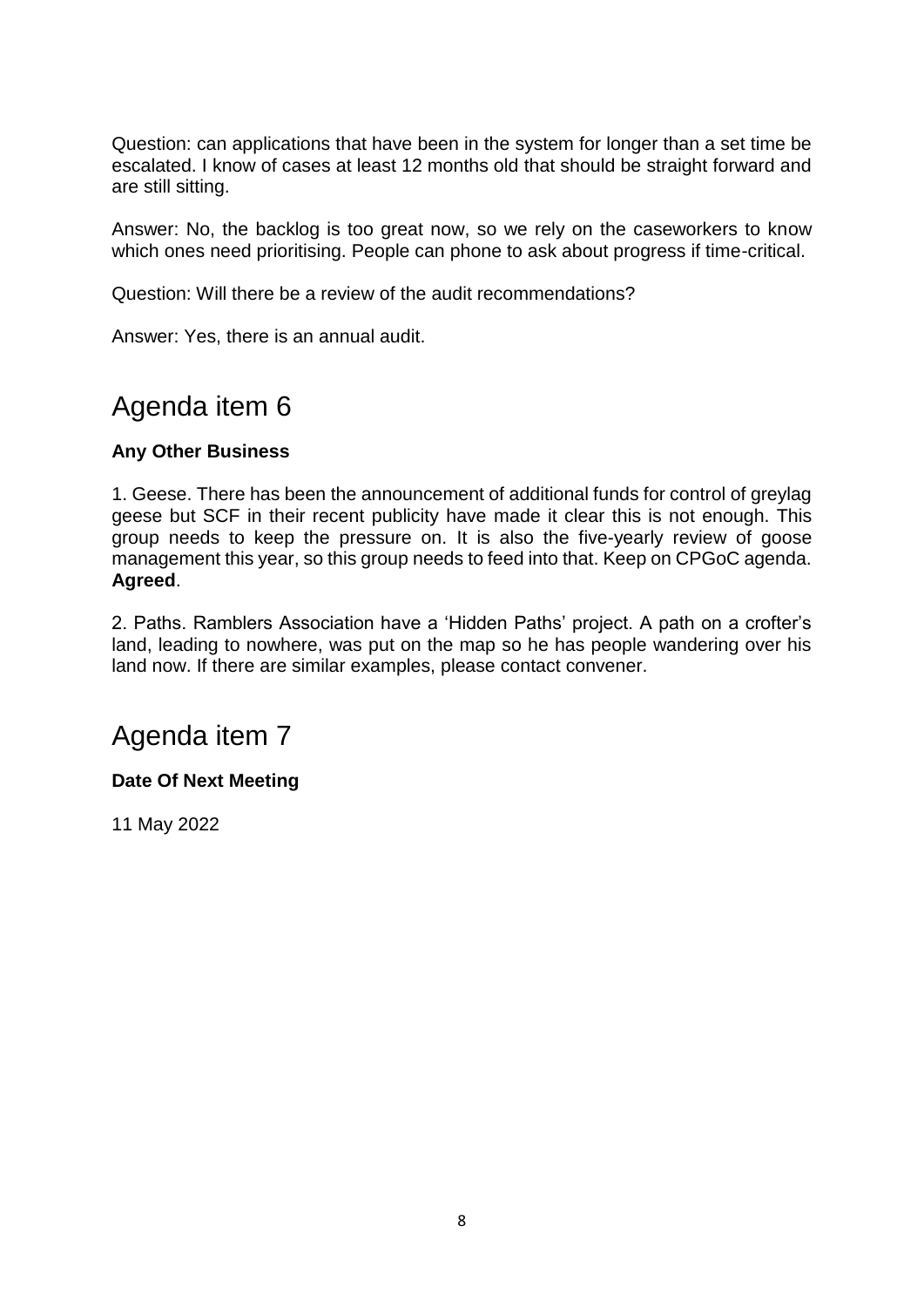Question: can applications that have been in the system for longer than a set time be escalated. I know of cases at least 12 months old that should be straight forward and are still sitting.

Answer: No, the backlog is too great now, so we rely on the caseworkers to know which ones need prioritising. People can phone to ask about progress if time-critical.

Question: Will there be a review of the audit recommendations?

Answer: Yes, there is an annual audit.

# Agenda item 6

**Any Other Business**

1. Geese. There has been the announcement of additional funds for control of greylag geese but SCF in their recent publicity have made it clear this is not enough. This group needs to keep the pressure on. It is also the five-yearly review of goose management this year, so this group needs to feed into that. Keep on CPGoC agenda. **Agreed**.

2. Paths. Ramblers Association have a 'Hidden Paths' project. A path on a crofter's land, leading to nowhere, was put on the map so he has people wandering over his land now. If there are similar examples, please contact convener.

# Agenda item 7

**Date Of Next Meeting**

11 May 2022